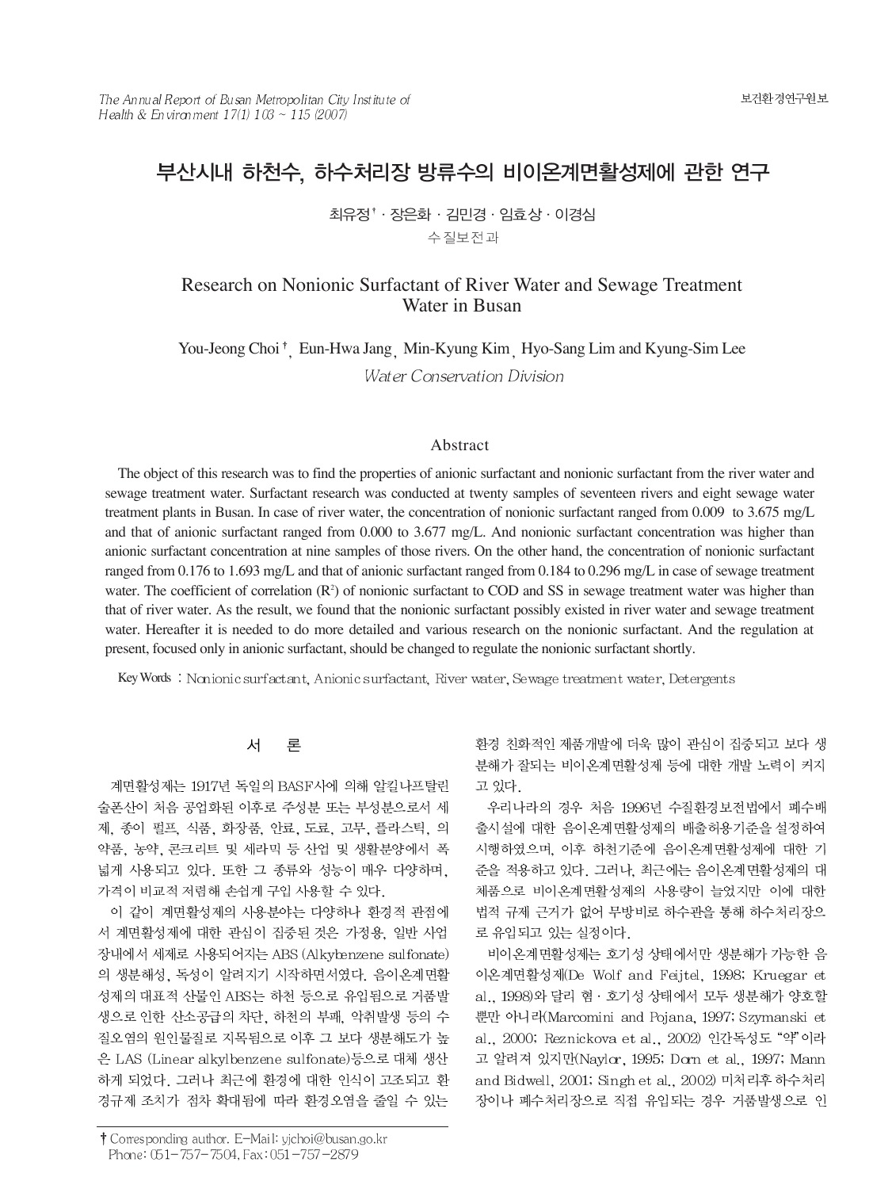# 부산시내 하천수, 하수처리장 방류수의 비이온계면활성제에 관한 연구

최유정[†] · 장은화 · 김민경 · 임효상 · 이경심

수질보전과

# Research on Nonionic Surfactant of River Water and Sewage Treatment Water in Busan

You-Jeong Choi[†], Eun-Hwa Jang, Min-Kyung Kim, Hyo-Sang Lim and Kyung-Sim Lee

*Water Conservation Division*

## Abstract

The object of this research was to find the properties of anionic surfactant and nonionic surfactant from the river water and sewage treatment water. Surfactant research was conducted at twenty samples of seventeen rivers and eight sewage water treatment plants in Busan. In case of river water, the concentration of nonionic surfactant ranged from 0.009 to 3.675 mg/L and that of anionic surfactant ranged from 0.000 to 3.677 mg/L. And nonionic surfactant concentration was higher than anionic surfactant concentration at nine samples of those rivers. On the other hand, the concentration of nonionic surfactant ranged from 0.176 to 1.693 mg/L and that of anionic surfactant ranged from 0.184 to 0.296 mg/L in case of sewage treatment water. The coefficient of correlation ($R^2$) of nonionic surfactant to COD and SS in sewage treatment water was higher than that of river water. As the result, we found that the nonionic surfactant possibly existed in river water and sewage treatment water. Hereafter it is needed to do more detailed and various research on the nonionic surfactant. And the regulation at present, focused only in anionic surfactant, should be changed to regulate the nonionic surfactant shortly.

Key Words : Nonionic surfactant, Anionic surfactant, River water, Sewage treatment water, Detergents

## 서 론

계면활성제는 1917년 독일의 BASF사에 의해 알킬나프탈린술폰산이 처음 공업화된 이후로 주성분 또는 부성분으로서 세제, 종이 펄프, 식품, 화장품, 안료, 도료, 고무, 플라스틱, 의약품, 농약, 콘크리트 및 세라믹 등 산업 및 생활분야에서 폭넓게 사용되고 있다. 또한 그 종류와 성능이 매우 다양하며, 가격이 비교적 저렴해 손쉽게 구입 사용할 수 있다.

이 같이 계면활성제의 사용분야는 다양하나 환경적 관점에서 계면활성제에 대한 관심이 집중된 것은 가정용, 일반 사업장내에서 세제로 사용되어지는 ABS (Alkybenzene sulfonate)의 생분해성, 독성이 알려지기 시작하면서였다. 음이온계면활성제의 대표적 산물인 ABS는 하천 등으로 유입됨으로 거품발생으로 인한 산소공급의 차단, 하천의 부패, 악취발생 등의 수질오염의 원인물질로 지목됨으로 이후 그 보다 생분해도가 높은 LAS (Linear alkylbenzene sulfonate)등으로 대체 생산하게 되었다. 그러나 최근에 환경에 대한 인식이 고조되고 환경규제 조치가 점차 확대됨에 따라 환경오염을 줄일 수 있는 환경 친화적인 제품개발에 더욱 많이 관심이 집중되고 보다 생분해가 잘되는 비이온계면활성제 등에 대한 개발 노력이 커지고 있다.

우리나라의 경우 처음 1996년 수질환경보전법에서 폐수배출시설에 대한 음이온계면활성제의 배출허용기준을 설정하여 시행하였으며, 이후 하천기준에 음이온계면활성제에 대한 기준을 적용하고 있다. 그러나, 최근에는 음이온계면활성제의 대체품으로 비이온계면활성제의 사용량이 늘었지만 이에 대한 법적 규제 근거가 없어 무방비로 하수관을 통해 하수처리장으로 유입되고 있는 실정이다.

비이온계면활성제는 호기성 상태에서만 생분해가 가능한 음이온계면활성제(De Wolf and Feijtel, 1998; Kruegar et al., 1998)와 달리 혐 · 호기성 상태에서 모두 생분해가 양호할 뿐만 아니라(Marcomini and Pojana, 1997; Szymanski et al., 2000; Reznickova et al., 2002) 인간독성도 "약"이라고 알려져 있지만(Naylor, 1995; Dorn et al., 1997; Mann and Bidwell, 2001; Singh et al., 2002) 미처리후 하수처리장이나 폐수처리장으로 직접 유입되는 경우 거품발생으로 인

[†] Corresponding author. E-Mail: yjchoi@busan.go.kr
Phone: 051-757-7504, Fax: 051-757-2879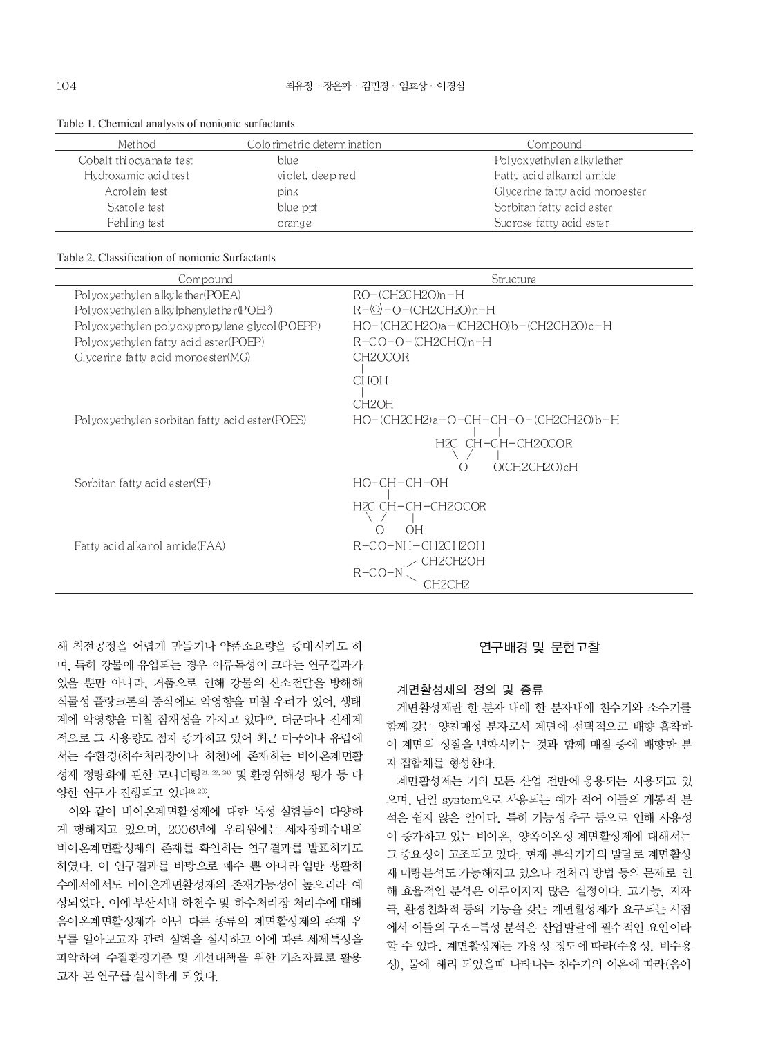Table 1. Chemical analysis of nonionic surfactants

| Method | Colorimetric determination | Compound |
|---|---|---|
| Cobalt thiocyanate test | blue | Polyoxyethylen alkylether |
| Hydroxamic acid test | violet, deep red | Fatty acid alkanol amide |
| Acrolein test | pink | Glycerine fatty acid monoester |
| Skatole test | blue ppt | Sorbitan fatty acid ester |
| Fehling test | orange | Sucrose fatty acid ester |

Table 2. Classification of nonionic Surfactants

| Compound | Structure |
|---|---|
| Polyoxyethylen alkylether(POEA) | RO-(CH2CH2O)n-H |
| Polyoxyethylen alkylphenylether(POEP) | R-⌬-O-(CH2CH2O)n-H |
| Polyoxyethylen polyoxypropylene glycol(POEPP) | HO-(CH2CH2O)a-(CH2CHO)b-(CH2CH2O)c-H |
| Polyoxyethylen fatty acid ester(POEP) | R-CO-O-(CH2CHO)n-H |
| Glycerine fatty acid monoester(MG) | CH2OCOR / CHOH / CH2OH |
| Polyoxyethylen sorbitan fatty acid ester(POES) | HO-(CH2CH2)a-O-CH-CH-O-(CH2CH2O)b-H / H2C CH-CH-CH2OCOR / O O(CH2CH2O)cH |
| Sorbitan fatty acid ester(SF) | HO-CH-CH-OH / H2C CH-CH-CH2OCOR / O OH |
| Fatty acid alkanol amide(FAA) | R-CO-NH-CH2CH2OH / R-CO-N(CH2CH2OH)(CH2CH2) |

해 침전공정을 어렵게 만들거나 약품소요량을 증대시키도 하며, 특히 강물에 유입되는 경우 어류독성이 크다는 연구결과가 있을 뿐만 아니라, 거품으로 인해 강물의 산소전달을 방해해 식물성 플랑크톤의 증식에도 악영향을 미칠 우려가 있어, 생태계에 악영향을 미칠 잠재성을 가지고 있다[19]. 더군다나 전세계적으로 그 사용량도 점차 증가하고 있어 최근 미국이나 유럽에서는 수환경(하수처리장이나 하천)에 존재하는 비이온계면활성제 정량화에 관한 모니터링[21, 22, 24] 및 환경위해성 평가 등 다양한 연구가 진행되고 있다[9, 20].

이와 같이 비이온계면활성제에 대한 독성 실험들이 다양하게 행해지고 있으며, 2006년에 우리원에는 세차장폐수내의 비이온계면활성제의 존재를 확인하는 연구결과를 발표하기도 하였다. 이 연구결과를 바탕으로 폐수 뿐 아니라 일반 생활하수에서에서도 비이온계면활성제의 존재가능성이 높으리라 예상되었다. 이에 부산시내 하천수 및 하수처리장 처리수에 대해 음이온계면활성제가 아닌 다른 종류의 계면활성제의 존재 유무를 알아보고자 관련 실험을 실시하고 이에 따른 세제특성을 파악하여 수질환경기준 및 개선대책을 위한 기초자료로 활용코자 본 연구를 실시하게 되었다.

## 연구배경 및 문헌고찰

### 계면활성제의 정의 및 종류

계면활성제란 한 분자 내에 한 분자내에 친수기와 소수기를 함께 갖는 양친매성 분자로서 계면에 선택적으로 배향 흡착하여 계면의 성질을 변화시키는 것과 함께 매질 중에 배향한 분자 집합체를 형성한다.

계면활성제는 거의 모든 산업 전반에 응용되는 사용되고 있으며, 단일 system으로 사용되는 예가 적어 이들의 계통적 분석은 쉽지 않은 일이다. 특히 기능성 추구 등으로 인해 사용성이 증가하고 있는 비이온, 양쪽이온성 계면활성제에 대해서는 그 중요성이 고조되고 있다. 현재 분석기기의 발달로 계면활성제 미량분석도 가능해지고 있으나 전처리 방법 등의 문제로 인해 효율적인 분석은 이루어지지 않은 실정이다. 고기능, 저자극, 환경친화적 등의 기능을 갖는 계면활성제가 요구되는 시점에서 이들의 구조-특성 분석은 산업발달에 필수적인 요인이라 할 수 있다. 계면활성제는 가용성 정도에 따라(수용성, 비수용성), 물에 해리 되었을때 나타나는 친수기의 이온에 따라(음이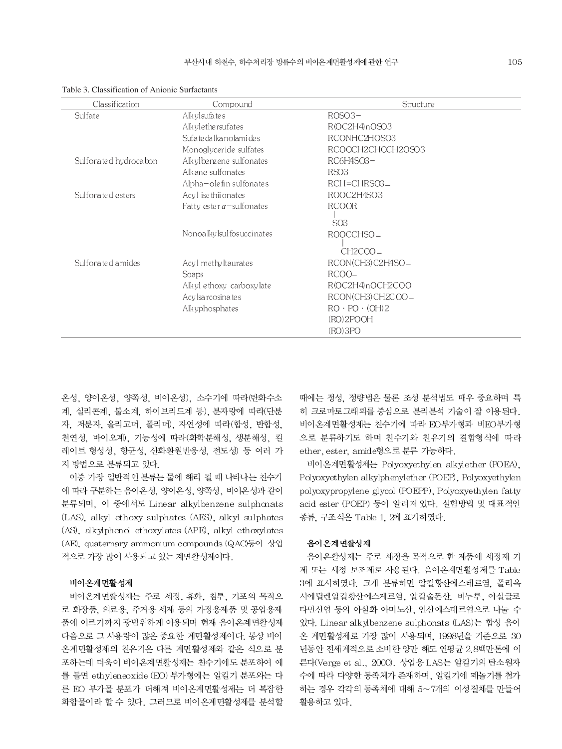Table 3. Classification of Anionic Surfactants

| Classification | Compound | Structure |
|---|---|---|
| Sulfate | Alkylsufates | ROSO3− |
| | Alkylethersufates | R(OC2H4)nOSO3 |
| | Sufatedalkanolamides | RCONHC2HOSO3 |
| | Monoglyceride sulfates | RCOOCH2CHOCH2OSO3 |
| Sulfonated hydrocabon | Alkylbenzene sulfonates | RC6H4SO3− |
| | Alkane sulfonates | RSO3 |
| | Alpha−olefin sulfonates | RCH=CHRSO3− |
| Sulfonated esters | Acyl isethiionates | ROOC2H4SO3 |
| | Fatty ester α−sulfonates | RCOOR<br>\|<br>SO3 |
| | Nonoalkylsulfosuccinates | ROOCCHSO−<br>\|<br>CH2COO− |
| Sulfonated amides | Acyl methyltaurates | RCON(CH3)C2H4SO− |
| | Soaps | RCOO− |
| | Alkyl ethoxy carboxylate | R(OC2H4)nOCH2COO |
| | Acylsarcosinates | RCON(CH3)CH2COO− |
| | Alkyphosphates | RO · PO · (OH)2<br>(RO)2POOH<br>(RO)3PO |

온성, 양이온성, 양쪽성, 비이온성), 소수기에 따라(탄화수소계, 실리콘계, 불소계, 하이브리드계 등), 분자량에 따라(단분자, 저분자, 올리고머, 폴리머), 자연성에 따라(합성, 반합성, 천연성, 바이오계), 기능성에 따라(화학분해성, 생분해성, 킬레이트 형성성, 항균성, 산화환원반응성, 전도성) 등 여러 가지 방법으로 분류되고 있다.

이중 가장 일반적인 분류는 물에 해리 될 때 나타나는 친수기에 따라 구분하는 음이온성, 양이온성, 양쪽성, 비이온성과 같이 분류되며, 이 중에서도 Linear alkylbenzene sulphonats (LAS), alkyl ethoxy sulphates (AES), alkyl sulphates (AS), alkylphenol ethoxylates (APE), alkyl ethoxylates (AE), quaternary ammonium compounds (QAC)등이 상업적으로 가장 많이 사용되고 있는 계면활성제이다.

**비이온계면활성제**

비이온계면활성제는 주로 세정, 유화, 침투, 기포의 목적으로 화장품, 의료용, 주거용 세제 등의 가정용제품 및 공업용제품에 이르기까지 광범위하게 이용되며 현재 음이온계면활성제 다음으로 그 사용량이 많은 중요한 계면활성제이다. 통상 비이온계면활성제의 친유기은 다른 계면활성제와 같은 식으로 분포하는데 더욱이 비이온계면활성제는 친수기에도 분포하여 예를 들면 ethyleneoxide (EO) 부가형에는 알킬기 분포와는 다른 EO 부가몰 분포가 더해져 비이온계면활성제는 더 복잡한 화합물이라 할 수 있다. 그러므로 비이온계면활성제를 분석할 때에는 정성, 정량법은 물론 조성 분석법도 매우 중요하며 특히 크로마토그래피를 중심으로 분리분석 기술이 잘 이용된다. 비이온계면활성제는 친수기에 따라 EO부가형과 비EO부가형으로 분류하기도 하며 친수기와 친유기의 결합형식에 따라 ether, ester, amide형으로 분류 가능하다.

비이온계면활성제는 Polyoxyethylen alkylether (POEA), Polyoxyethylen alkylphenylether (POEP), Polyoxyethylen polyoxypropylene glycol (POEPP), Polyoxyethylen fatty acid ester (POEP) 등이 알려져 있다. 실험방법 및 대표적인 종류, 구조식은 Table 1, 2에 표기하였다.

**음이온계면활성제**

음이온활성제는 주로 세정을 목적으로 한 제품에 세정제 기제 또는 세정 보조제로 사용된다. 음이온계면활성제를 Table 3에 표시하였다. 크게 분류하면 알킬황산에스테르염, 폴리옥시에틸렌알킬황산에스케르염, 알킬술폰산, 비누류, 아실글로타민산염 등의 아실화 아미노산, 인산에스테르염으로 나눌 수 있다. Linear alkylbenzene sulphonats (LAS)는 합성 음이온 계면활성제로 가장 많이 사용되며, 1998년을 기준으로 30년동안 전세계적으로 소비한 양만 해도 연평균 2.8백만톤에 이른다(Verge et al., 2000). 상업용 LAS는 알킬기의 탄소원자수에 따라 다양한 동족체가 존재하며, 알킬기에 페닐기를 첨가하는 경우 각각의 동족체에 대해 5～7개의 이성질체를 만들어 활용하고 있다.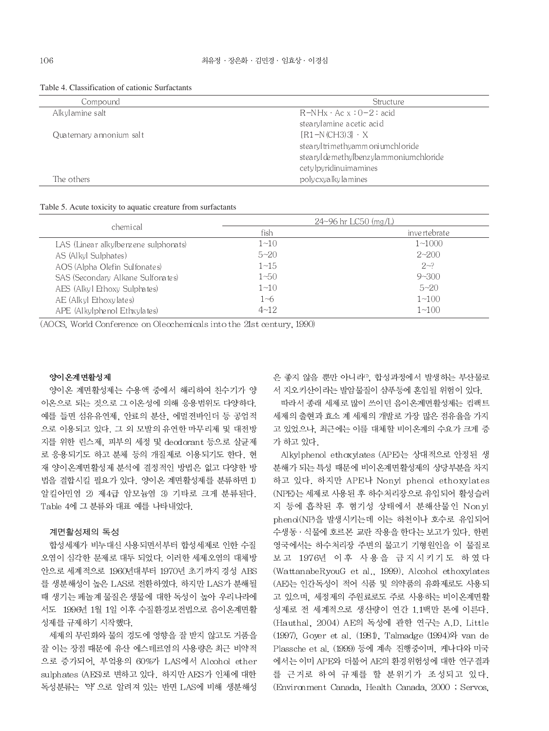Table 4. Classification of cationic Surfactants

| Compound | Structure |
|---|---|
| Alkylamine salt | R−NHx · Ac x : 0−2 : acid |
| | stearylamine acetic acid |
| Quaternary annonium salt | [R1−N(CH3)3] · X |
| | stearyltrimethyammoniumchloride |
| | stearyldemethylbenzylammoniumchloride |
| | cetylpyridinuimamines |
| The others | polycxyalkylamines |

Table 5. Acute toxicity to aquatic creature from surfactants

| chemical | 24~96 hr LC50 (mg/L) | |
|---|---|---|
| | fish | invertebrate |
| LAS (Linear alkylbenzene sulphonats) | 1~10 | 1~1000 |
| AS (Alkyl Sulphates) | 5~20 | 2~200 |
| AOS (Alpha Olefin Sulfonates) | 1~15 | 2~? |
| SAS (Secondary Alkane Sulfonates) | 1~50 | 9~300 |
| AES (Alkyl Ethoxy Sulphates) | 1~10 | 5~20 |
| AE (Alkyl Ethoxylates) | 1~6 | 1~100 |
| APE (Alkylphenol Ethxylates) | 4~12 | 1~100 |

(AOCS, World Conference on Oleochemicals into the 21st century, 1990)

### 양이온계면활성제

양이온 계면활성제는 수용액 중에서 해리하여 친수기가 양이온으로 되는 것으로 그 이온성에 의해 응용범위도 다양하다. 예를 들면 섬유유연제, 안료의 분산, 에멀젼바인더 등 공업적으로 이용되고 있다. 그 외 모발의 유연한 마무리제 및 대전방지를 위한 린스제, 피부의 세정 및 deodorant 등으로 살균제로 응용되기도 하고 분체 등의 개질제로 이용되기도 한다. 현재 양이온계면활성제 분석에 결정적인 방법은 없고 다양한 방법을 결합시킬 필요가 있다. 양이온 계면활성제를 분류하면 1) 알킬아민염 2) 제4급 암모늄염 3) 기타로 크게 분류된다. Table 4에 그 분류와 대표 예를 나타내었다.

### 계면활성제의 독성

합성세제가 비누대신 사용되면서부터 합성세제로 인한 수질오염이 심각한 문제로 대두 되었다. 이러한 세제오염의 대체방안으로 세계적으로 1960년대부터 1970년 초기까지 경성 ABS를 생분해성이 높은 LAS로 전환하였다. 하지만 LAS가 분해될 때 생기는 페놀계 물질은 생물에 대한 독성이 높아 우리나라에서도 1996년 1월 1일 이후 수질환경보전법으로 음이온계면활성제를 규제하기 시작했다.

세제의 무린화와 물의 경도에 영향을 잘 받지 않고도 거품을 잘 이는 장점 때문에 유산 에스테르염의 사용량은 최근 비약적으로 증가되어, 부엌용의 60%가 LAS에서 Alcohol ether sulphates (AES)로 변하고 있다. 하지만 AES가 인체에 대한 독성분류는 '약'으로 알려져 있는 반면 LAS에 비해 생분해성은 좋지 않을 뿐만 아니라[9], 합성과정에서 발생하는 부산물로서 지오키산이라는 발암물질이 샴푸등에 혼입될 위험이 있다.

따라서 종래 세제로 많이 쓰이던 음이온계면활성제는 컴팩트 세제의 출현과 효소 계 세제의 개발로 가장 많은 점유율을 가지고 있었으나, 최근에는 이를 대체할 비이온계의 수요가 크게 증가 하고 있다.

Alkylphenol ethoxylates (APE)는 상대적으로 안정된 생분해가 되는 특성 때문에 비이온계면활성제의 상당부분을 차지하고 있다. 하지만 APE나 Nonyl phenol ethoxylates (NPE)는 세제로 사용된 후 하수처리장으로 유입되어 활성슬러지 등에 흡착된 후 혐기성 상태에서 분해산물인 Nonyl phenol(NP)을 발생시키는데 이는 하천이나 호수로 유입되어 수생동·식물에 호르몬 교란 작용을 한다는 보고가 있다. 한편 영국에서는 하수처리장 주변의 물고기 기형원인을 이 물질로 보고 1976년 이후 사용을 금지시키기도 하였다 (WattanabeRyouG et al., 1999). Alcohol ethoxylates (AE)는 인간독성이 적어 식품 및 의약품의 유화제로도 사용되고 있으며, 세정제의 주원료로도 주로 사용하는 비이온계면활성제로 전 세계적으로 생산량이 연간 1.1백만 톤에 이른다. (Hauthal, 2004) AE의 독성에 관한 연구는 A.D. Little (1997), Goyer et al. (1981), Talmadge (1994)와 van de Plassche et al. (1999) 등에 계속 진행중이며, 케나다와 미국에서는 이미 APE와 더불어 AE의 환경위험성에 대한 연구결과를 근거로 하여 규제를 할 분위기가 조성되고 있다. (Environment Canada, Health Canada, 2000 ; Servos,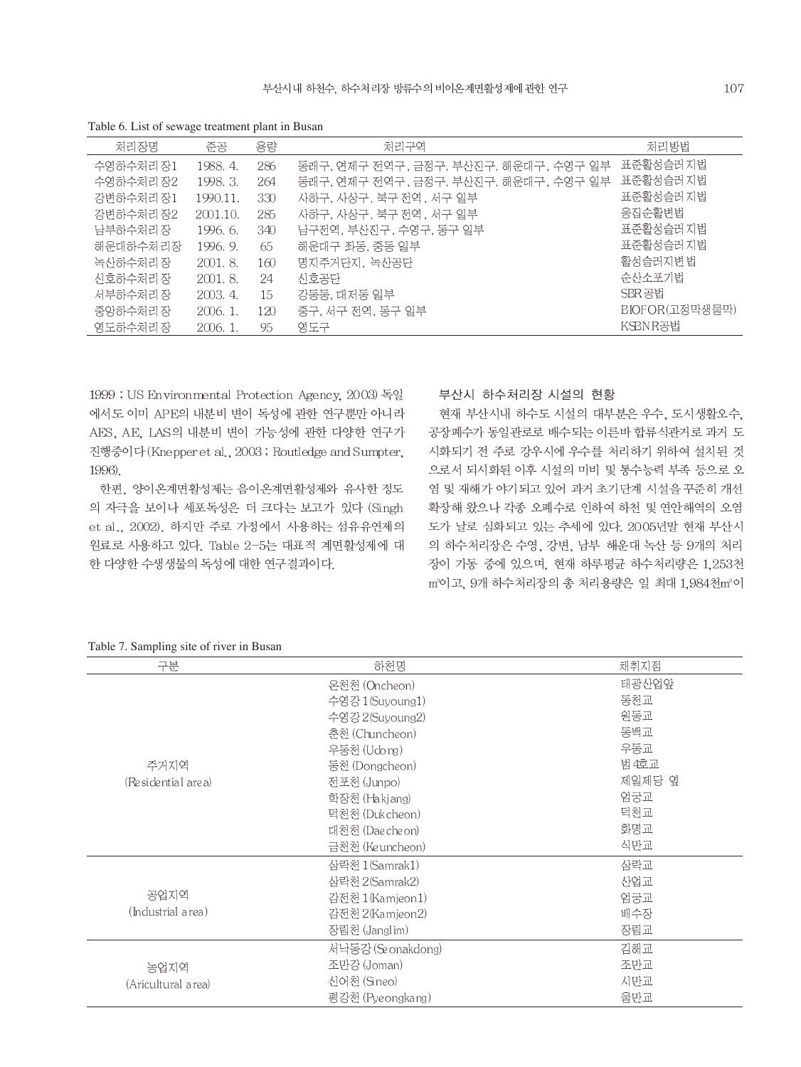Table 6. List of sewage treatment plant in Busan

| 처리장명 | 준공 | 용량 | 처리구역 | 처리방법 |
|---|---|---|---|---|
| 수영하수처리장1 | 1988. 4. | 286 | 동래구, 연제구 전역구, 금정구, 부산진구, 해운대구, 수영구 일부 | 표준활성슬러지법 |
| 수영하수처리장2 | 1998. 3. | 264 | 동래구, 연제구 전역구, 금정구, 부산진구, 해운대구, 수영구 일부 | 표준활성슬러지법 |
| 강변하수처리장1 | 1990.11. | 330 | 사하구, 사상구, 북구 전역, 서구 일부 | 표준활성슬러지법 |
| 강변하수처리장2 | 2001.10. | 285 | 사하구, 사상구, 북구 전역, 서구 일부 | 응집순활변법 |
| 남부하수처리장 | 1996. 6. | 340 | 남구전역, 부산진구, 수영구, 동구 일부 | 표준활성슬러지법 |
| 해운대하수처리장 | 1996. 9. | 65 | 해운대구 좌동, 중동 일부 | 표준활성슬러지법 |
| 녹산하수처리장 | 2001. 8. | 160 | 명지주거단지, 녹산공단 | 활성슬러지변법 |
| 신호하수처리장 | 2001. 8. | 24 | 신호공단 | 순산소포기법 |
| 서부하수처리장 | 2003. 4. | 15 | 강동동, 대저동 일부 | SBR공법 |
| 중앙하수처리장 | 2006. 1. | 120 | 중구, 서구 전역, 동구 일부 | BIOFOR(고정막생물막) |
| 영도하수처리장 | 2006. 1. | 95 | 영도구 | KSBNR공법 |

1999 ; US Environmental Protection Agency, 2003) 독일에서도 이미 APE의 내분비 변이 독성에 관한 연구뿐만 아니라 AES, AE, LAS의 내분비 변이 가능성에 관한 다양한 연구가 진행중이다(Knepper et al., 2003 ; Routledge and Sumpter, 1996).

한편, 양이온계면활성제는 음이온계면활성제와 유사한 정도의 자극을 보이나 세포독성은 더 크다는 보고가 있다 (Singh et al., 2002). 하지만 주로 가정에서 사용하는 섬유유연제의 원료로 사용하고 있다. Table 2–5는 대표적 계면활성제에 대한 다양한 수생생물의 독성에 대한 연구결과이다.

### 부산시 하수처리장 시설의 현황

현재 부산시내 하수도 시설의 대부분은 우수, 도시생활오수, 공장폐수가 동일관로로 배수되는 이른바 합류식관거로 과거 도시화되기 전 주로 강우시에 우수를 처리하기 위하여 설치된 것으로서 되시화된 이후 시설의 미비 및 통수능력 부족 등으로 오염 및 재해가 야기되고 있어 과거 초기단계 시설을 꾸준히 개선 확장해 왔으나 각종 오폐수로 인하여 하천 및 연안해역의 오염도가 날로 심화되고 있는 추세에 있다. 2005년말 현재 부산시의 하수처리장은 수영, 강변, 남부 해운대 녹산 등 9개의 처리장이 가동 중에 있으며, 현재 하루평균 하수처리량은 1,253천 $m^3$이고, 9개 하수처리장의 총 처리용량은 일 최대 1,984천$m^3$이

Table 7. Sampling site of river in Busan

| 구분 | 하천명 | 채취지점 |
|---|---|---|
| 주거지역 (Residential area) | 온천천 (Oncheon) | 태광산업앞 |
| | 수영강1(Suyoung1) | 동천교 |
| | 수영강2(Suyoung2) | 원동교 |
| | 춘천 (Chuncheon) | 동백교 |
| | 우동천 (Udong) | 우동교 |
| | 동천 (Dongcheon) | 범4호교 |
| | 전포천 (Junpo) | 제일제당 옆 |
| | 학장천 (Hakjang) | 엄궁교 |
| | 덕천천 (Dukcheon) | 덕천교 |
| | 대천천 (Daecheon) | 화명교 |
| | 금천천 (Keuncheon) | 식만교 |
| 공업지역 (Industrial area) | 삼락천1(Samrak1) | 삼락교 |
| | 삼락천2(Samrak2) | 산업교 |
| | 감전천1(Kamjeon1) | 엄궁교 |
| | 감전천2(Kamjeon2) | 배수장 |
| | 장림천 (Janglim) | 장림교 |
| 농업지역 (Aricultural area) | 서낙동강(Seonakdong) | 김해교 |
| | 조만강 (Joman) | 조만교 |
| | 신어천 (Sineo) | 시만교 |
| | 평강천 (Pyeongkang) | 울만교 |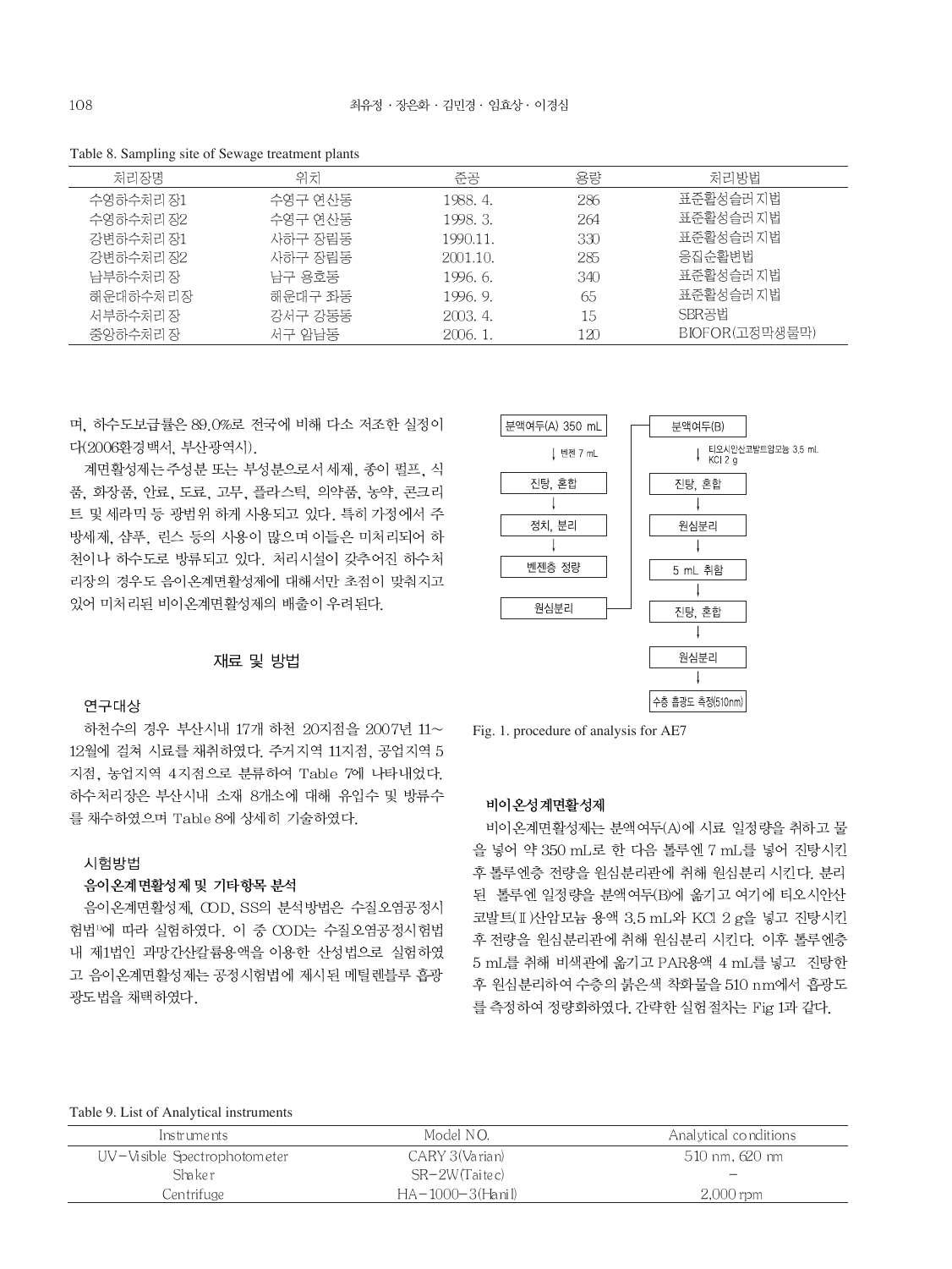Table 8. Sampling site of Sewage treatment plants

| 처리장명 | 위치 | 준공 | 용량 | 처리방법 |
|---|---|---|---|---|
| 수영하수처리장1 | 수영구 연산동 | 1988. 4. | 286 | 표준활성슬러지법 |
| 수영하수처리장2 | 수영구 연산동 | 1998. 3. | 264 | 표준활성슬러지법 |
| 강변하수처리장1 | 사하구 장림동 | 1990.11. | 330 | 표준활성슬러지법 |
| 강변하수처리장2 | 사하구 장림동 | 2001.10. | 285 | 응집순활변법 |
| 남부하수처리장 | 남구 용호동 | 1996. 6. | 340 | 표준활성슬러지법 |
| 해운대하수처리장 | 해운대구 좌동 | 1996. 9. | 65 | 표준활성슬러지법 |
| 서부하수처리장 | 강서구 강동동 | 2003. 4. | 15 | SBR공법 |
| 중앙하수처리장 | 서구 암남동 | 2006. 1. | 120 | BIOFOR(고정막생물막) |

며, 하수도보급률은 89.0%로 전국에 비해 다소 저조한 실정이다(2006환경백서, 부산광역시).

계면활성제는 주성분 또는 부성분으로서 세제, 종이 펄프, 식품, 화장품, 안료, 도료, 고무, 플라스틱, 의약품, 농약, 콘크리트 및 세라믹 등 광범위 하게 사용되고 있다. 특히 가정에서 주방세제, 샴푸, 린스 등의 사용이 많으며 이들은 미처리되어 하천이나 하수도로 방류되고 있다. 처리시설이 갖추어진 하수처리장의 경우도 음이온계면활성제에 대해서만 초점이 맞춰지고 있어 미처리된 비이온계면활성제의 배출이 우려된다.

## 재료 및 방법

### 연구대상

하천수의 경우 부산시내 17개 하천 20지점을 2007년 11~12월에 걸쳐 시료를 채취하였다. 주거지역 11지점, 공업지역 5지점, 농업지역 4지점으로 분류하여 Table 7에 나타내었다. 하수처리장은 부산시내 소재 8개소에 대해 유입수 및 방류수를 채수하였으며 Table 8에 상세히 기술하였다.

### 시험방법

#### 음이온계면활성제 및 기타항목 분석

음이온계면활성제, COD, SS의 분석방법은 수질오염공정시험법[1]에 따라 실험하였다. 이 중 COD는 수질오염공정시험법 내 제1법인 과망간산칼륨용액을 이용한 산성법으로 실험하였고 음이온계면활성제는 공정시험법에 제시된 메틸렌블루 흡광광도법을 채택하였다.

분액여두(A) 350 mL → (벤젠 7 mL) → 진탕, 혼합 → 정치, 분리 → 벤젠층 정량 → 원심분리 → 분액여두(B) → (티오시안산코발트암모늄 3.5 mL, KCl 2 g) → 진탕, 혼합 → 원심분리 → 5 mL 취함 → 진탕, 혼합 → 원심분리 → 수층 흡광도 측정(510nm)

Fig. 1. procedure of analysis for AE7

#### 비이온성계면활성제

비이온계면활성제는 분액여두(A)에 시료 일정량을 취하고 물을 넣어 약 350 mL로 한 다음 톨루엔 7 mL를 넣어 진탕시킨 후 톨루엔층 전량을 원심분리관에 취해 원심분리 시킨다. 분리된 톨루엔 일정량을 분액여두(B)에 옮기고 여기에 티오시안산코발트(Ⅱ)산암모늄 용액 3.5 mL와 KCl 2 g을 넣고 진탕시킨 후 전량을 원심분리관에 취해 원심분리 시킨다. 이후 톨루엔층 5 mL를 취해 비색관에 옮기고 PAR용액 4 mL를 넣고 진탕한 후 원심분리하여 수층의 붉은색 착화물을 510 nm에서 흡광도를 측정하여 정량화하였다. 간략한 실험절차는 Fig 1과 같다.

Table 9. List of Analytical instruments

| Instruments | Model NO. | Analytical conditions |
|---|---|---|
| UV-Visible Spectrophotometer | CARY 3(Varian) | 510 nm, 620 nm |
| Shaker | SR-2W(Taitec) | - |
| Centrifuge | HA-1000-3(Hanil) | 2,000 rpm |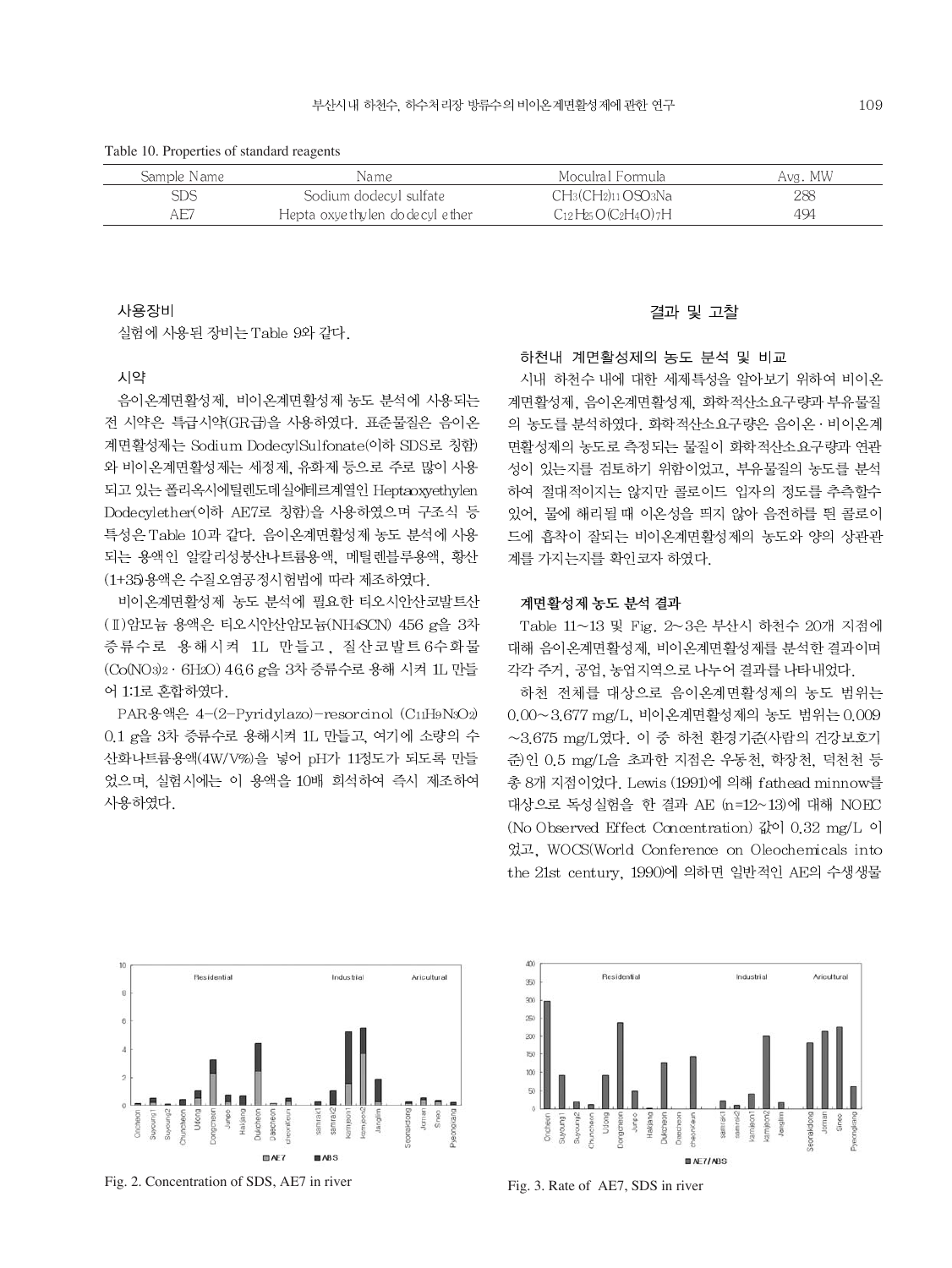Table 10. Properties of standard reagents

| Sample Name | Name | Mocultal Formula | Avg. MW |
|---|---|---|---|
| SDS | Sodium dodecyl sulfate | $CH_3(CH_2)_{11}OSO_3Na$ | 288 |
| AE7 | Hepta oxyethylen dodecyl ether | $C_{12}H_{25}O(C_2H_4O)_7H$ | 494 |

### 사용장비

실험에 사용된 장비는 Table 9와 같다.

### 시약

음이온계면활성제, 비이온계면활성제 농도 분석에 사용되는 전 시약은 특급시약(GR급)을 사용하였다. 표준물질은 음이온계면활성제는 Sodium DodecylSulfonate(이하 SDS로 칭함)와 비이온계면활성제는 세정제, 유화제 등으로 주로 많이 사용되고 있는 폴리옥시에틸렌도데실에테르계열인 Heptaoxyethylen Dodecylether(이하 AE7로 칭함)을 사용하였으며 구조식 등 특성은 Table 10과 같다. 음이온계면활성제 농도 분석에 사용되는 용액인 알칼리성붕산나트륨용액, 메틸렌블루용액, 황산(1+35)용액은 수질오염공정시험법에 따라 제조하였다.

비이온계면활성제 농도 분석에 필요한 티오시안산코발트산(Ⅱ)암모늄 용액은 티오시안산암모늄($NH_4SCN$) 456 g을 3차 증류수로 용해시켜 1L 만들고, 질산코발트6수화물($Co(NO_3)_2 \cdot 6H_2O$) 46.6 g을 3차 증류수로 용해 시켜 1L 만들어 1:1로 혼합하였다.

PAR용액은 4-(2-Pyridylazo)-resorcinol ($C_{11}H_9N_3O_2$) 0.1 g을 3차 증류수로 용해시켜 1L 만들고, 여기에 소량의 수산화나트륨용액(4W/V%)을 넣어 pH가 11정도가 되도록 만들었으며, 실험시에는 이 용액을 10배 희석하여 즉시 제조하여 사용하였다.

## 결과 및 고찰

### 하천내 계면활성제의 농도 분석 및 비교

시내 하천수 내에 대한 세제특성을 알아보기 위하여 비이온계면활성제, 음이온계면활성제, 화학적산소요구량과 부유물질의 농도를 분석하였다. 화학적산소요구량은 음이온·비이온계면활성제의 농도로 측정되는 물질이 화학적산소요구량과 연관성이 있는지를 검토하기 위함이었고, 부유물질의 농도를 분석하여 절대적이지는 않지만 콜로이드 입자의 정도를 추측할수 있어, 물에 해리될 때 이온성을 띄지 않아 음전하를 띈 콜로이드에 흡착이 잘되는 비이온계면활성제의 농도와 양의 상관관계를 가지는지를 확인코자 하였다.

### 계면활성제 농도 분석 결과

Table 11~13 및 Fig. 2~3은 부산시 하천수 20개 지점에 대해 음이온계면활성제, 비이온계면활성제를 분석한 결과이며 각각 주거, 공업, 농업지역으로 나누어 결과를 나타내었다.

하천 전체를 대상으로 음이온계면활성제의 농도 범위는 0.00~3.677 mg/L, 비이온계면활성제의 농도 범위는 0.009~3.675 mg/L였다. 이 중 하천 환경기준(사람의 건강보호기준)인 0.5 mg/L을 초과한 지점은 우동천, 학장천, 덕천천 등 총 8개 지점이었다. Lewis (1991)에 의해 fathead minnow를 대상으로 독성실험을 한 결과 AE (n=12~13)에 대해 NOEC (No Observed Effect Concentration) 값이 0.32 mg/L 이었고, WOCS(World Conference on Oleochemicals into the 21st century, 1990)에 의하면 일반적인 AE의 수생생물

Fig. 2. Concentration of SDS, AE7 in river

Fig. 3. Rate of AE7, SDS in river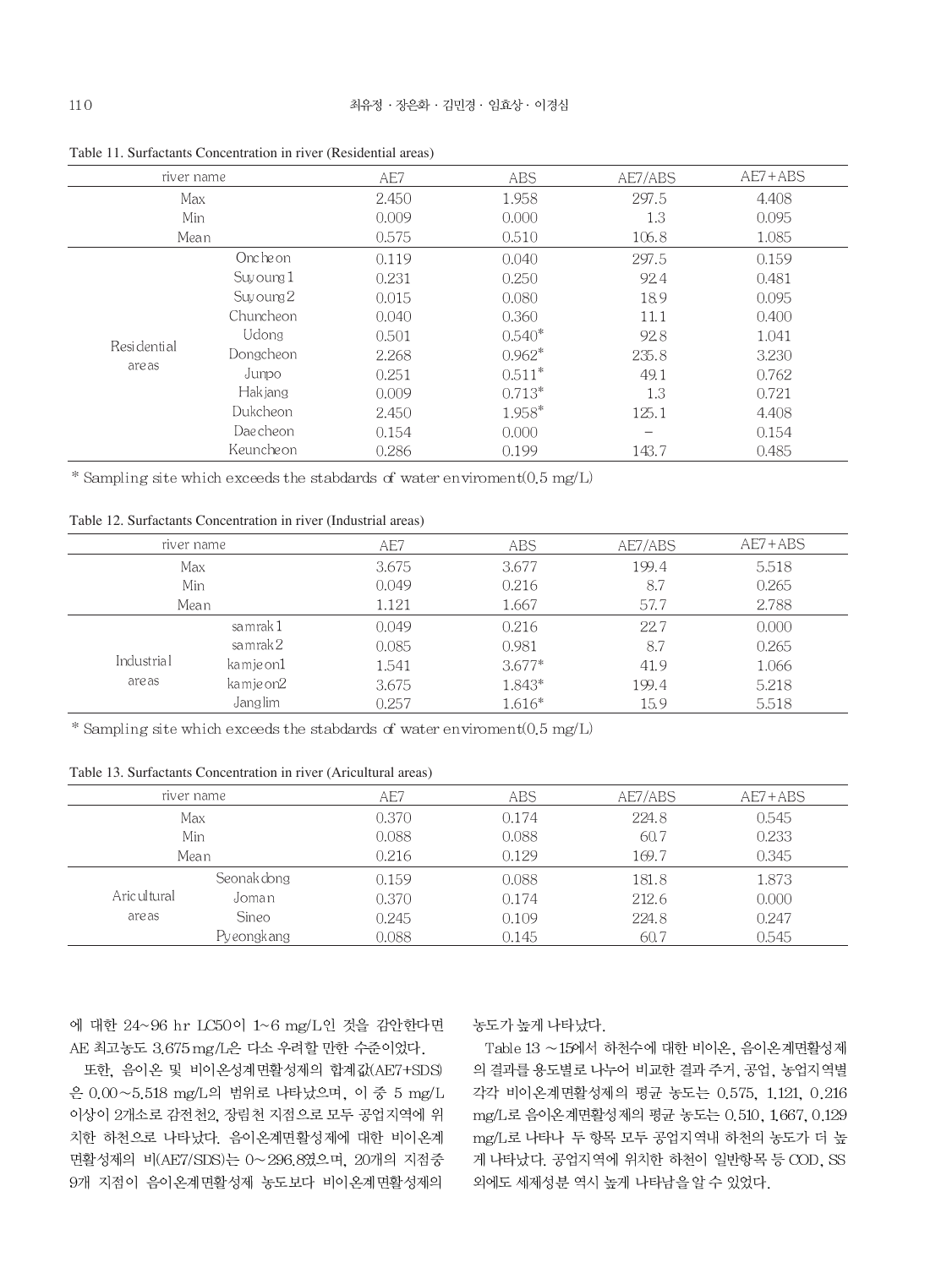Table 11. Surfactants Concentration in river (Residential areas)

| river name | | AE7 | ABS | AE7/ABS | AE7+ABS |
|---|---|---|---|---|---|
| Max | | 2.450 | 1.958 | 297.5 | 4.408 |
| Min | | 0.009 | 0.000 | 1.3 | 0.095 |
| Mean | | 0.575 | 0.510 | 106.8 | 1.085 |
| Residential areas | Oncheon | 0.119 | 0.040 | 297.5 | 0.159 |
| | Suyoung1 | 0.231 | 0.250 | 92.4 | 0.481 |
| | Suyoung2 | 0.015 | 0.080 | 18.9 | 0.095 |
| | Chuncheon | 0.040 | 0.360 | 11.1 | 0.400 |
| | Udong | 0.501 | 0.540* | 92.8 | 1.041 |
| | Dongcheon | 2.268 | 0.962* | 235.8 | 3.230 |
| | Junpo | 0.251 | 0.511* | 49.1 | 0.762 |
| | Hakjang | 0.009 | 0.713* | 1.3 | 0.721 |
| | Dukcheon | 2.450 | 1.958* | 125.1 | 4.408 |
| | Daecheon | 0.154 | 0.000 | – | 0.154 |
| | Keuncheon | 0.286 | 0.199 | 143.7 | 0.485 |

\* Sampling site which exceeds the stabdards of water enviroment(0.5 mg/L)

Table 12. Surfactants Concentration in river (Industrial areas)

| river name | | AE7 | ABS | AE7/ABS | AE7+ABS |
|---|---|---|---|---|---|
| Max | | 3.675 | 3.677 | 199.4 | 5.518 |
| Min | | 0.049 | 0.216 | 8.7 | 0.265 |
| Mean | | 1.121 | 1.667 | 57.7 | 2.788 |
| Industrial areas | samrak1 | 0.049 | 0.216 | 22.7 | 0.000 |
| | samrak2 | 0.085 | 0.981 | 8.7 | 0.265 |
| | kamjeon1 | 1.541 | 3.677* | 41.9 | 1.066 |
| | kamjeon2 | 3.675 | 1.843* | 199.4 | 5.218 |
| | Janglim | 0.257 | 1.616* | 15.9 | 5.518 |

\* Sampling site which exceeds the stabdards of water enviroment(0.5 mg/L)

Table 13. Surfactants Concentration in river (Aricultural areas)

| river name | | AE7 | ABS | AE7/ABS | AE7+ABS |
|---|---|---|---|---|---|
| Max | | 0.370 | 0.174 | 224.8 | 0.545 |
| Min | | 0.088 | 0.088 | 60.7 | 0.233 |
| Mean | | 0.216 | 0.129 | 169.7 | 0.345 |
| Aricultural areas | Seonakdong | 0.159 | 0.088 | 181.8 | 1.873 |
| | Joman | 0.370 | 0.174 | 212.6 | 0.000 |
| | Sineo | 0.245 | 0.109 | 224.8 | 0.247 |
| | Pyeongkang | 0.088 | 0.145 | 60.7 | 0.545 |

에 대한 24~96 hr LC50이 1~6 mg/L인 것을 감안한다면 AE 최고농도 3.675 mg/L은 다소 우려할 만한 수준이었다.

또한, 음이온 및 비이온성계면활성제의 합계값(AE7+SDS)은 0.00~5.518 mg/L의 범위로 나타났으며, 이 중 5 mg/L 이상이 2개소로 감전천2, 장림천 지점으로 모두 공업지역에 위치한 하천으로 나타났다. 음이온계면활성제에 대한 비이온계면활성제의 비(AE7/SDS)는 0~296.8였으며, 20개의 지점중 9개 지점이 음이온계면활성제 농도보다 비이온계면활성제의 농도가 높게 나타났다.

Table 13 ~15에서 하천수에 대한 비이온, 음이온계면활성제의 결과를 용도별로 나누어 비교한 결과 주거, 공업, 농업지역별 각각 비이온계면활성제의 평균 농도는 0.575, 1.121, 0.216 mg/L로 음이온계면활성제의 평균 농도는 0.510, 1.667, 0.129 mg/L로 나타나 두 항목 모두 공업지역내 하천의 농도가 더 높게 나타났다. 공업지역에 위치한 하천이 일반항목 등 COD, SS 외에도 세제성분 역시 높게 나타남을 알 수 있었다.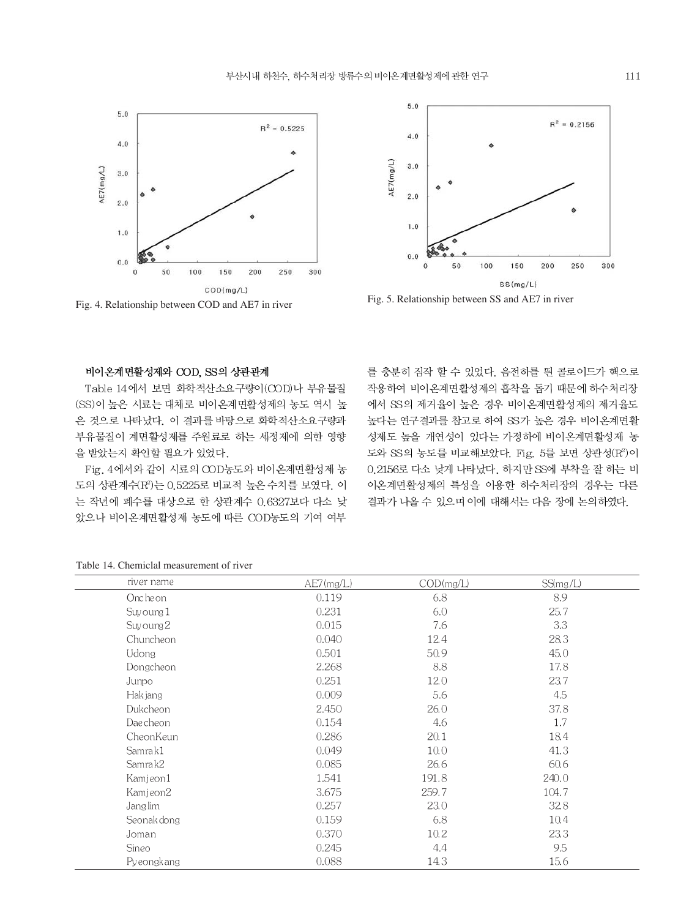Fig. 4. Relationship between COD and AE7 in river

Fig. 5. Relationship between SS and AE7 in river

### 비이온계면활성제와 COD, SS의 상관관계

Table 14에서 보면 화학적산소요구량이(COD)나 부유물질(SS)이 높은 시료는 대체로 비이온계면활성제의 농도 역시 높은 것으로 나타났다. 이 결과를 바탕으로 화학적산소요구량과 부유물질이 계면활성제를 주원료로 하는 세정제에 의한 영향을 받았는지 확인할 필요가 있었다.

Fig. 4에서와 같이 시료의 COD농도와 비이온계면활성제 농도의 상관계수($R^2$)는 0.5225로 비교적 높은 수치를 보였다. 이는 작년에 폐수를 대상으로 한 상관계수 0.6327보다 다소 낮았으나 비이온계면활성제 농도에 따른 COD농도의 기여 여부를 충분히 짐작 할 수 있었다. 음전하를 띈 콜로이드가 핵으로 작용하여 비이온계면활성제의 흡착을 돕기 때문에 하수처리장에서 SS의 제거율이 높은 경우 비이온계면활성제의 제거율도 높다는 연구결과를 참고로 하여 SS가 높은 경우 비이온계면활성제도 높을 개연성이 있다는 가정하에 비이온계면활성제 농도와 SS의 농도를 비교해보았다. Fig. 5를 보면 상관성($R^2$)이 0.2156로 다소 낮게 나타났다. 하지만 SS에 부착을 잘 하는 비이온계면활성제의 특성을 이용한 하수처리장의 경우는 다른 결과가 나올 수 있으며 이에 대해서는 다음 장에 논의하였다.

Table 14. Chemiclal measurement of river

| river name | AE7(mg/L) | COD(mg/L) | SS(mg/L) |
|---|---|---|---|
| Oncheon | 0.119 | 6.8 | 8.9 |
| Suyoung1 | 0.231 | 6.0 | 25.7 |
| Suyoung2 | 0.015 | 7.6 | 3.3 |
| Chuncheon | 0.040 | 12.4 | 28.3 |
| Udong | 0.501 | 50.9 | 45.0 |
| Dongcheon | 2.268 | 8.8 | 17.8 |
| Junpo | 0.251 | 12.0 | 23.7 |
| Hakjang | 0.009 | 5.6 | 4.5 |
| Dukcheon | 2.450 | 26.0 | 37.8 |
| Daecheon | 0.154 | 4.6 | 1.7 |
| CheonKeun | 0.286 | 20.1 | 18.4 |
| Samrak1 | 0.049 | 10.0 | 41.3 |
| Samrak2 | 0.085 | 26.6 | 60.6 |
| Kamjeon1 | 1.541 | 191.8 | 240.0 |
| Kamjeon2 | 3.675 | 259.7 | 104.7 |
| Janglim | 0.257 | 23.0 | 32.8 |
| Seonakdong | 0.159 | 6.8 | 10.4 |
| Joman | 0.370 | 10.2 | 23.3 |
| Sineo | 0.245 | 4.4 | 9.5 |
| Pyeongkang | 0.088 | 14.3 | 15.6 |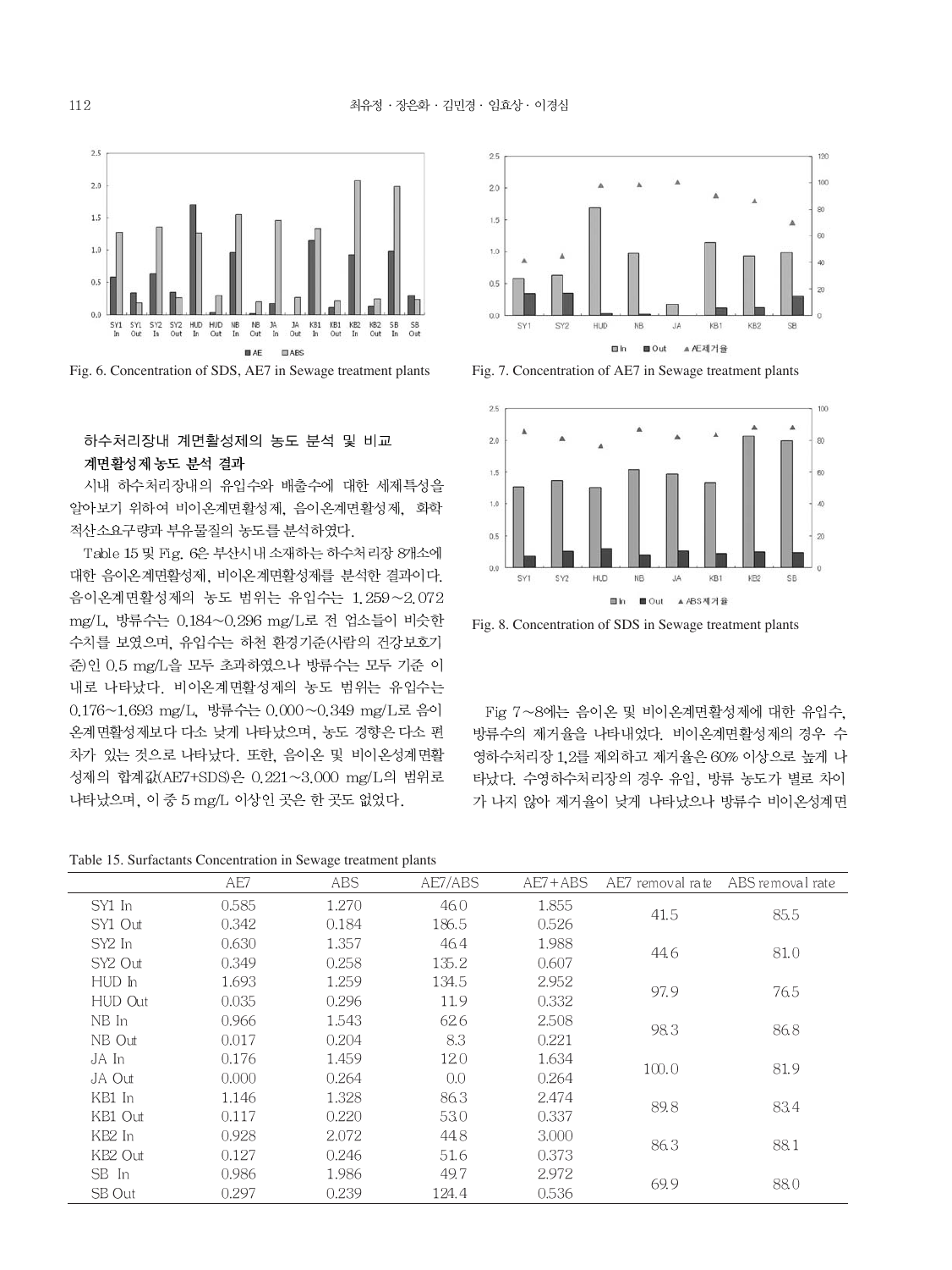Fig. 6. Concentration of SDS, AE7 in Sewage treatment plants

Fig. 7. Concentration of AE7 in Sewage treatment plants

Fig. 8. Concentration of SDS in Sewage treatment plants

### 하수처리장내 계면활성제의 농도 분석 및 비교

**계면활성제 농도 분석 결과**

시내 하수처리장내의 유입수와 배출수에 대한 세제특성을 알아보기 위하여 비이온계면활성제, 음이온계면활성제, 화학적산소요구량과 부유물질의 농도를 분석하였다.

Table 15 및 Fig. 6은 부산시내 소재하는 하수처리장 8개소에 대한 음이온계면활성제, 비이온계면활성제를 분석한 결과이다. 음이온계면활성제의 농도 범위는 유입수는 1.259~2.072 mg/L, 방류수는 0.184~0.296 mg/L로 전 업소들이 비슷한 수치를 보였으며, 유입수는 하천 환경기준(사람의 건강보호기준)인 0.5 mg/L을 모두 초과하였으나 방류수는 모두 기준 이내로 나타났다. 비이온계면활성제의 농도 범위는 유입수는 0.176~1.693 mg/L, 방류수는 0.000~0.349 mg/L로 음이온계면활성제보다 다소 낮게 나타났으며, 농도 경향은 다소 편차가 있는 것으로 나타났다. 또한, 음이온 및 비이온성계면활성제의 합계값(AE7+SDS)은 0.221~3.000 mg/L의 범위로 나타났으며, 이 중 5 mg/L 이상인 곳은 한 곳도 없었다.

Fig 7~8에는 음이온 및 비이온계면활성제에 대한 유입수, 방류수의 제거율을 나타내었다. 비이온계면활성제의 경우 수영하수처리장 1,2를 제외하고 제거율은 60% 이상으로 높게 나타났다. 수영하수처리장의 경우 유입, 방류 농도가 별로 차이가 나지 않아 제거율이 낮게 나타났으나 방류수 비이온성계면

Table 15. Surfactants Concentration in Sewage treatment plants

| | AE7 | ABS | AE7/ABS | AE7+ABS | AE7 removal rate | ABS removal rate |
|---|---|---|---|---|---|---|
| SY1 In | 0.585 | 1.270 | 46.0 | 1.855 | 41.5 | 85.5 |
| SY1 Out | 0.342 | 0.184 | 186.5 | 0.526 | | |
| SY2 In | 0.630 | 1.357 | 46.4 | 1.988 | 44.6 | 81.0 |
| SY2 Out | 0.349 | 0.258 | 135.2 | 0.607 | | |
| HUD In | 1.693 | 1.259 | 134.5 | 2.952 | 97.9 | 76.5 |
| HUD Out | 0.035 | 0.296 | 11.9 | 0.332 | | |
| NB In | 0.966 | 1.543 | 62.6 | 2.508 | 98.3 | 86.8 |
| NB Out | 0.017 | 0.204 | 8.3 | 0.221 | | |
| JA In | 0.176 | 1.459 | 12.0 | 1.634 | 100.0 | 81.9 |
| JA Out | 0.000 | 0.264 | 0.0 | 0.264 | | |
| KB1 In | 1.146 | 1.328 | 86.3 | 2.474 | 89.8 | 83.4 |
| KB1 Out | 0.117 | 0.220 | 53.0 | 0.337 | | |
| KB2 In | 0.928 | 2.072 | 44.8 | 3.000 | 86.3 | 88.1 |
| KB2 Out | 0.127 | 0.246 | 51.6 | 0.373 | | |
| SB In | 0.986 | 1.986 | 49.7 | 2.972 | 69.9 | 88.0 |
| SB Out | 0.297 | 0.239 | 124.4 | 0.536 | | |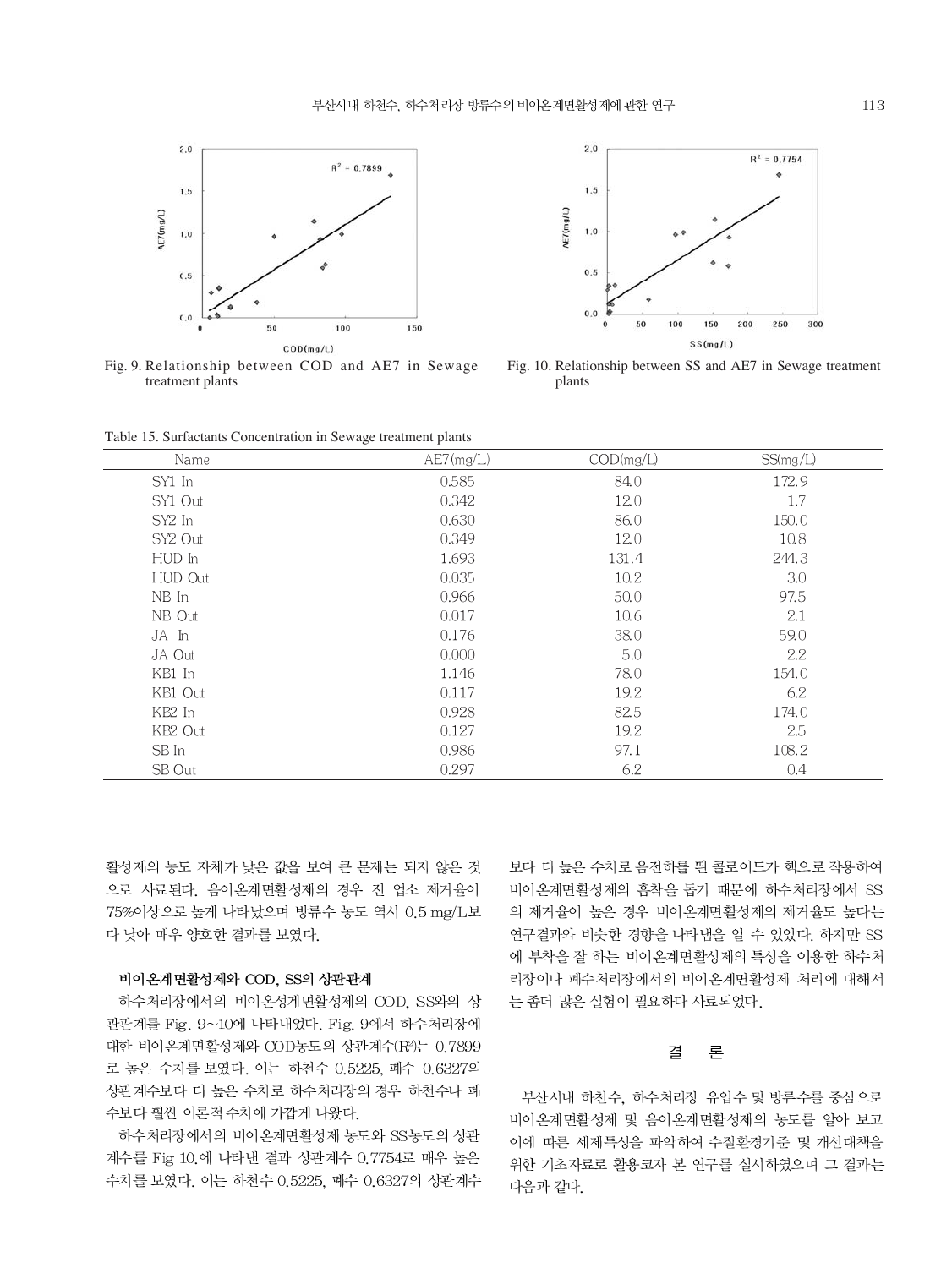Fig. 9. Relationship between COD and AE7 in Sewage treatment plants

Fig. 10. Relationship between SS and AE7 in Sewage treatment plants

Table 15. Surfactants Concentration in Sewage treatment plants

| Name | AE7(mg/L) | COD(mg/L) | SS(mg/L) |
|---|---|---|---|
| SY1 In | 0.585 | 84.0 | 172.9 |
| SY1 Out | 0.342 | 12.0 | 1.7 |
| SY2 In | 0.630 | 86.0 | 150.0 |
| SY2 Out | 0.349 | 12.0 | 10.8 |
| HUD In | 1.693 | 131.4 | 244.3 |
| HUD Out | 0.035 | 10.2 | 3.0 |
| NB In | 0.966 | 50.0 | 97.5 |
| NB Out | 0.017 | 10.6 | 2.1 |
| JA In | 0.176 | 38.0 | 59.0 |
| JA Out | 0.000 | 5.0 | 2.2 |
| KB1 In | 1.146 | 78.0 | 154.0 |
| KB1 Out | 0.117 | 19.2 | 6.2 |
| KB2 In | 0.928 | 82.5 | 174.0 |
| KB2 Out | 0.127 | 19.2 | 2.5 |
| SB In | 0.986 | 97.1 | 108.2 |
| SB Out | 0.297 | 6.2 | 0.4 |

활성제의 농도 자체가 낮은 값을 보여 큰 문제는 되지 않은 것으로 사료된다. 음이온계면활성제의 경우 전 업소 제거율이 75%이상으로 높게 나타났으며 방류수 농도 역시 0.5 mg/L보다 낮아 매우 양호한 결과를 보였다.

### 비이온계면활성제와 COD, SS의 상관관계

하수처리장에서의 비이온성계면활성제의 COD, SS와의 상관관계를 Fig. 9~10에 나타내었다. Fig. 9에서 하수처리장에 대한 비이온계면활성제와 COD농도의 상관계수($R^2$)는 0.7899로 높은 수치를 보였다. 이는 하천수 0.5225, 폐수 0.6327의 상관계수보다 더 높은 수치로 하수처리장의 경우 하천수나 폐수보다 훨씬 이론적수치에 가깝게 나왔다.

하수처리장에서의 비이온계면활성제 농도와 SS농도의 상관계수를 Fig 10.에 나타낸 결과 상관계수 0.7754로 매우 높은 수치를 보였다. 이는 하천수 0.5225, 폐수 0.6327의 상관계수보다 더 높은 수치로 음전하를 띈 콜로이드가 핵으로 작용하여 비이온계면활성제의 흡착을 돕기 때문에 하수처리장에서 SS의 제거율이 높은 경우 비이온계면활성제의 제거율도 높다는 연구결과와 비슷한 경향을 나타냄을 알 수 있었다. 하지만 SS에 부착을 잘 하는 비이온계면활성제의 특성을 이용한 하수처리장이나 폐수처리장에서의 비이온계면활성제 처리에 대해서는 좀더 많은 실험이 필요하다 사료되었다.

## 결 론

부산시내 하천수, 하수처리장 유입수 및 방류수를 중심으로 비이온계면활성제 및 음이온계면활성제의 농도를 알아 보고 이에 따른 세제특성을 파악하여 수질환경기준 및 개선대책을 위한 기초자료로 활용코자 본 연구를 실시하였으며 그 결과는 다음과 같다.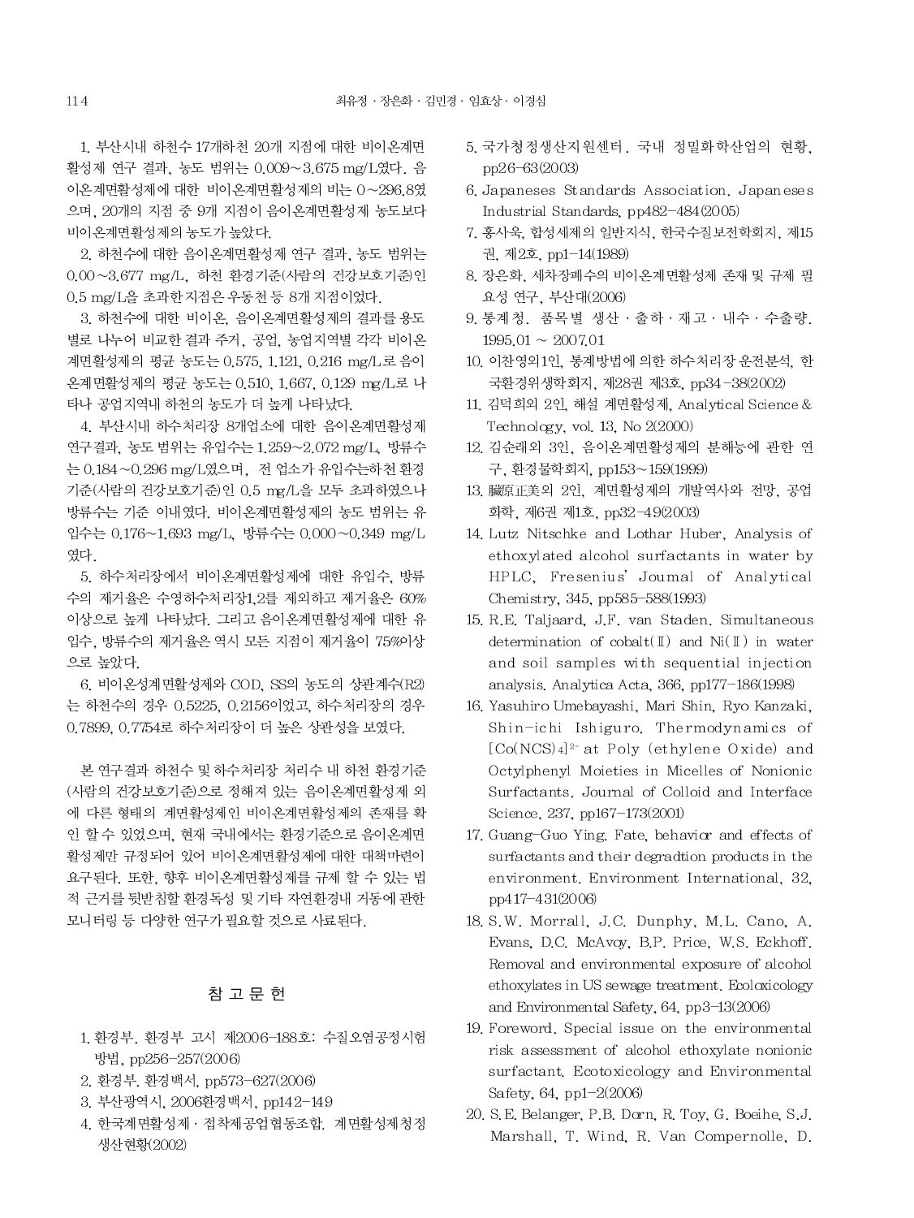1. 부산시내 하천수 17개하천 20개 지점에 대한 비이온계면활성제 연구 결과, 농도 범위는 0.009∼3.675 mg/L였다. 음이온계면활성제에 대한 비이온계면활성제의 비는 0∼296.8였으며, 20개의 지점 중 9개 지점이 음이온계면활성제 농도보다 비이온계면활성제의 농도가 높았다.

2. 하천수에 대한 음이온계면활성제 연구 결과, 농도 범위는 0.00∼3.677 mg/L, 하천 환경기준(사람의 건강보호기준)인 0.5 mg/L을 초과한 지점은 우동천 등 8개 지점이었다.

3. 하천수에 대한 비이온, 음이온계면활성제의 결과를 용도별로 나누어 비교한 결과 주거, 공업, 농업지역별 각각 비이온계면활성제의 평균 농도는 0.575, 1.121, 0.216 mg/L로 음이온계면활성제의 평균 농도는 0.510, 1.667, 0.129 mg/L로 나타나 공업지역내 하천의 농도가 더 높게 나타났다.

4. 부산시내 하수처리장 8개업소에 대한 음이온계면활성제 연구결과, 농도 범위는 유입수는 1.259∼2.072 mg/L, 방류수는 0.184∼0.296 mg/L였으며, 전 업소가 유입수는하천 환경기준(사람의 건강보호기준)인 0.5 mg/L을 모두 초과하였으나 방류수는 기준 이내였다. 비이온계면활성제의 농도 범위는 유입수는 0.176∼1.693 mg/L, 방류수는 0.000∼0.349 mg/L였다.

5. 하수처리장에서 비이온계면활성제에 대한 유입수, 방류수의 제거율은 수영하수처리장1,2를 제외하고 제거율은 60% 이상으로 높게 나타났다. 그리고 음이온계면활성제에 대한 유입수, 방류수의 제거율은 역시 모든 지점이 제거율이 75%이상으로 높았다.

6. 비이온성계면활성제와 COD, SS의 농도의 상관계수(R2)는 하천수의 경우 0.5225, 0.2156이었고, 하수처리장의 경우 0.7899, 0.7754로 하수처리장이 더 높은 상관성을 보였다.

본 연구결과 하천수 및 하수처리장 처리수 내 하천 환경기준(사람의 건강보호기준)으로 정해져 있는 음이온계면활성제 외에 다른 형태의 계면활성제인 비이온계면활성제의 존재를 확인 할 수 있었으며, 현재 국내에서는 환경기준으로 음이온계면활성제만 규정되어 있어 비이온계면활성제에 대한 대책마련이 요구된다. 또한, 향후 비이온계면활성제를 규제 할 수 있는 법적 근거를 뒷받침할 환경독성 및 기타 자연환경내 거동에 관한 모니터링 등 다양한 연구가 필요할 것으로 사료된다.

## 참 고 문 헌

1. 환경부. 환경부 고시 제2006-188호: 수질오염공정시험방법, pp256-257(2006)
2. 환경부. 환경백서, pp573-627(2006)
3. 부산광역시, 2006환경백서, pp142-149
4. 한국계면활성제·접착제공업협동조합. 계면활성제청정생산현황(2002)
5. 국가청정생산지원센터. 국내 정밀화학산업의 현황, pp26-63(2003)
6. Japaneses Standards Association. Japaneses Industrial Standards, pp482-484(2005)
7. 홍사욱, 합성세제의 일반지식, 한국수질보전학회지, 제15권, 제2호, pp1-14(1989)
8. 장은화, 세차장폐수의 비이온계면활성제 존재 및 규제 필요성 연구, 부산대(2006)
9. 통계청. 품목별 생산·출하·재고·내수·수출량. 1995.01 ∼ 2007.01
10. 이찬영외1인, 통계방법에 의한 하수처리장 운전분석, 한국환경위생학회지, 제28권 제3호, pp34-38(2002)
11. 김덕희외 2인, 해설 계면활성제, Analytical Science & Technology, vol. 13, No 2(2000)
12. 김순래외 3인, 음이온계면활성제의 분해능에 관한 연구, 환경물학회지, pp153∼159(1999)
13. 臟原正美외 2인, 계면활성제의 개발역사와 전망, 공업화학, 제6권 제1호, pp32-49(2003)
14. Lutz Nitschke and Lothar Huber, Analysis of ethoxylated alcohol surfactants in water by HPLC, Fresenius' Journal of Analytical Chemistry, 345, pp585-588(1993)
15. R.E. Taljaard, J.F. van Staden. Simultaneous determination of cobalt(Ⅱ) and Ni(Ⅱ) in water and soil samples with sequential injection analysis. Analytica Acta, 366, pp177-186(1998)
16. Yasuhiro Umebayashi, Mari Shin, Ryo Kanzaki, Shin-ichi Ishiguro. Thermodynamics of $[Co(NCS)_4]^{2-}$ at Poly (ethylene Oxide) and Octylphenyl Moieties in Micelles of Nonionic Surfactants. Journal of Colloid and Interface Science, 237, pp167-173(2001)
17. Guang-Guo Ying. Fate, behavior and effects of surfactants and their degradtion products in the environment. Environment International, 32, pp417-431(2006)
18. S.W. Morrall, J.C. Dunphy, M.L. Cano, A. Evans, D.C. McAvoy, B.P. Price, W.S. Eckhoff. Removal and environmental exposure of alcohol ethoxylates in US sewage treatment. Ecotoxicology and Environmental Safety, 64, pp3-13(2006)
19. Foreword. Special issue on the environmental risk assessment of alcohol ethoxylate nonionic surfactant. Ecotoxicology and Environmental Safety, 64, pp1-2(2006)
20. S.E. Belanger, P.B. Dorn, R. Toy, G. Boeihe, S.J. Marshall, T. Wind, R. Van Compernolle, D.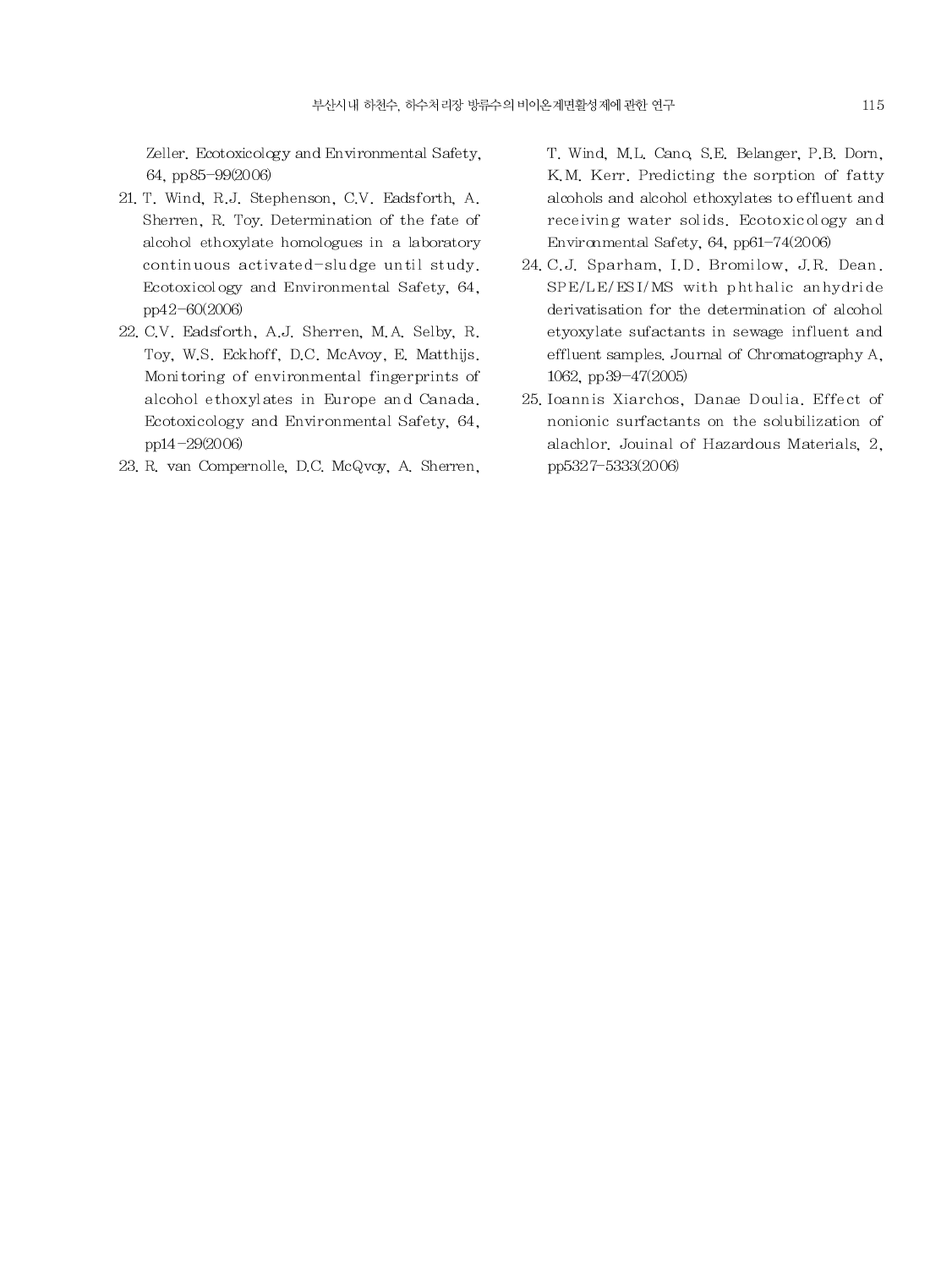Zeller. Ecotoxicology and Environmental Safety, 64, pp85-99(2006)

21. T. Wind, R.J. Stephenson, C.V. Eadsforth, A. Sherren, R. Toy. Determination of the fate of alcohol ethoxylate homologues in a laboratory continuous activated-sludge until study. Ecotoxicology and Environmental Safety, 64, pp42-60(2006)
22. C.V. Eadsforth, A.J. Sherren, M.A. Selby, R. Toy, W.S. Eckhoff, D.C. McAvoy, E. Matthijs. Monitoring of environmental fingerprints of alcohol ethoxylates in Europe and Canada. Ecotoxicology and Environmental Safety, 64, pp14-29(2006)
23. R. van Compernolle, D.C. McQvoy, A. Sherren, T. Wind, M.L. Cano, S.E. Belanger, P.B. Dorn, K.M. Kerr. Predicting the sorption of fatty alcohols and alcohol ethoxylates to effluent and receiving water solids. Ecotoxicology and Environmental Safety, 64, pp61-74(2006)
24. C.J. Sparham, I.D. Bromilow, J.R. Dean. SPE/LE/ESI/MS with phthalic anhydride derivatisation for the determination of alcohol etyoxylate sufactants in sewage influent and effluent samples. Journal of Chromatography A, 1062, pp39-47(2005)
25. Ioannis Xiarchos, Danae Doulia. Effect of nonionic surfactants on the solubilization of alachlor. Jouinal of Hazardous Materials, 2, pp5327-5333(2006)